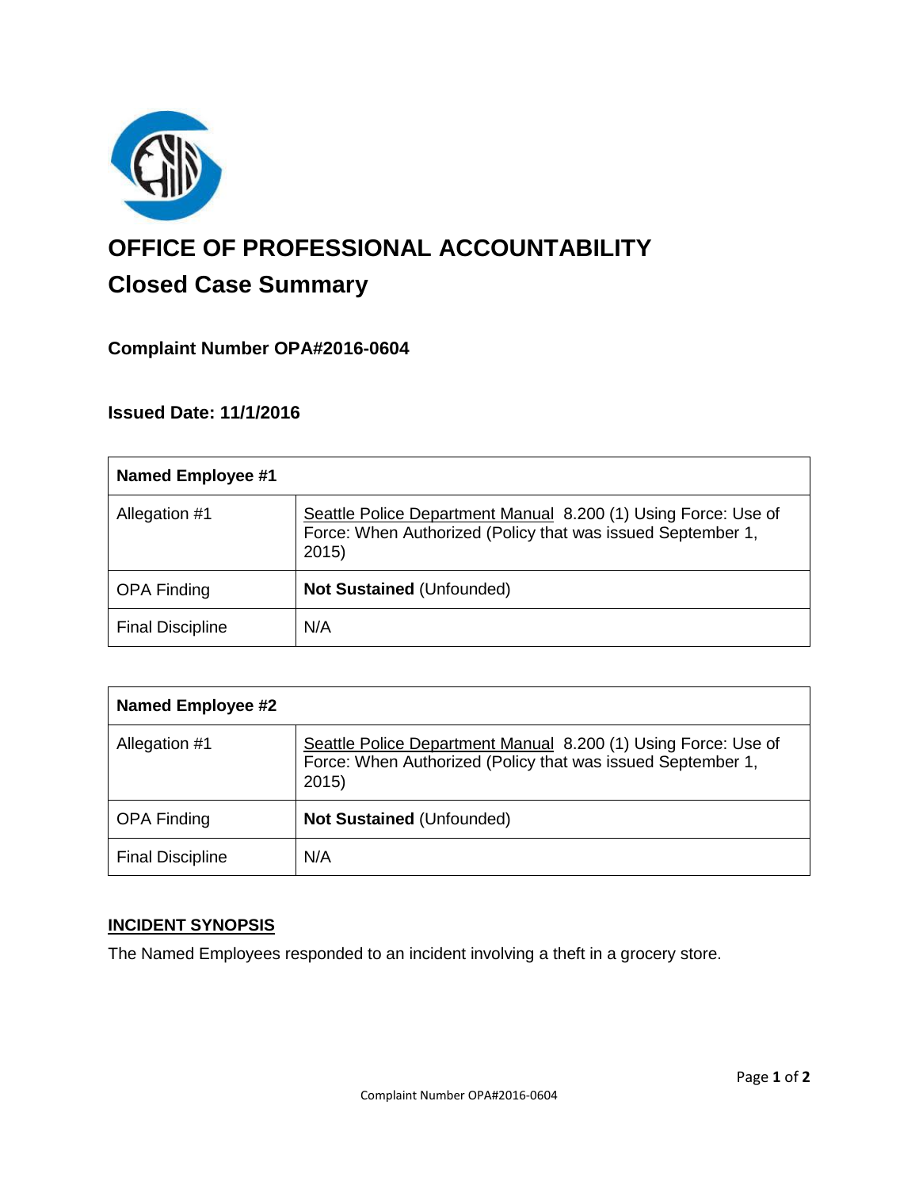# OFFICE OF PROFESSIONAL ACCOUNTABILITY

## Closed Case Summary

### Complaint Number OPA#2016-0604

### Issued Date: 11/1/2016

| Named Employee #1 | |
| --- | --- |
| Allegation #1 | Seattle Police Department Manual 8.200 (1) Using Force: Use of Force: When Authorized (Policy that was issued September 1, 2015) |
| OPA Finding | **Not Sustained** (Unfounded) |
| Final Discipline | N/A |

| Named Employee #2 | |
| --- | --- |
| Allegation #1 | Seattle Police Department Manual 8.200 (1) Using Force: Use of Force: When Authorized (Policy that was issued September 1, 2015) |
| OPA Finding | **Not Sustained** (Unfounded) |
| Final Discipline | N/A |

**INCIDENT SYNOPSIS**

The Named Employees responded to an incident involving a theft in a grocery store.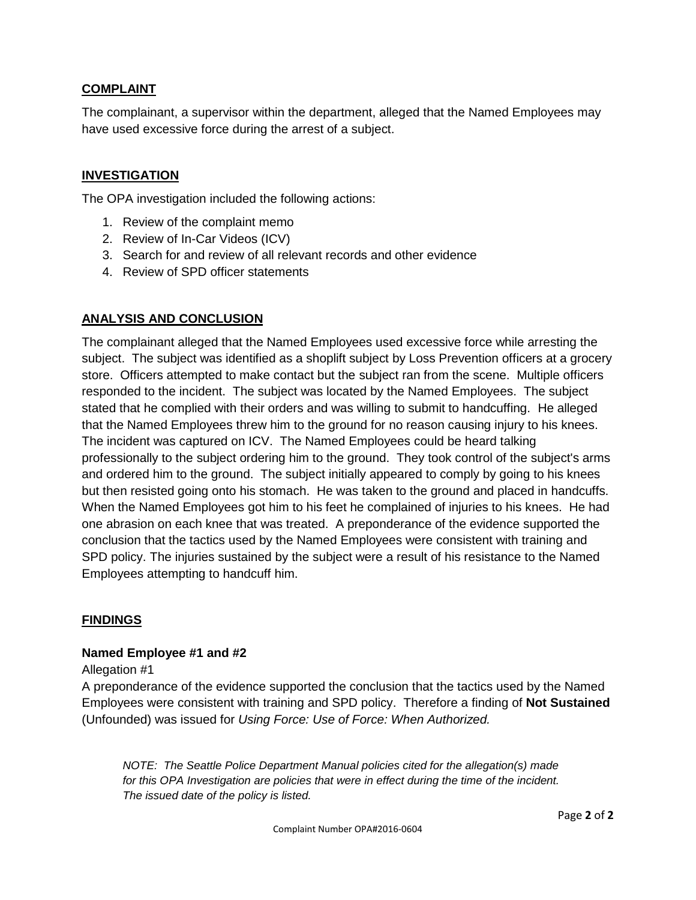## COMPLAINT

The complainant, a supervisor within the department, alleged that the Named Employees may have used excessive force during the arrest of a subject.

## INVESTIGATION

The OPA investigation included the following actions:

1. Review of the complaint memo
2. Review of In-Car Videos (ICV)
3. Search for and review of all relevant records and other evidence
4. Review of SPD officer statements

## ANALYSIS AND CONCLUSION

The complainant alleged that the Named Employees used excessive force while arresting the subject. The subject was identified as a shoplift subject by Loss Prevention officers at a grocery store. Officers attempted to make contact but the subject ran from the scene. Multiple officers responded to the incident. The subject was located by the Named Employees. The subject stated that he complied with their orders and was willing to submit to handcuffing. He alleged that the Named Employees threw him to the ground for no reason causing injury to his knees. The incident was captured on ICV. The Named Employees could be heard talking professionally to the subject ordering him to the ground. They took control of the subject's arms and ordered him to the ground. The subject initially appeared to comply by going to his knees but then resisted going onto his stomach. He was taken to the ground and placed in handcuffs. When the Named Employees got him to his feet he complained of injuries to his knees. He had one abrasion on each knee that was treated. A preponderance of the evidence supported the conclusion that the tactics used by the Named Employees were consistent with training and SPD policy. The injuries sustained by the subject were a result of his resistance to the Named Employees attempting to handcuff him.

## FINDINGS

**Named Employee #1 and #2**

Allegation #1

A preponderance of the evidence supported the conclusion that the tactics used by the Named Employees were consistent with training and SPD policy. Therefore a finding of **Not Sustained** (Unfounded) was issued for *Using Force: Use of Force: When Authorized.*

*NOTE: The Seattle Police Department Manual policies cited for the allegation(s) made for this OPA Investigation are policies that were in effect during the time of the incident. The issued date of the policy is listed.*

Complaint Number OPA#2016-0604